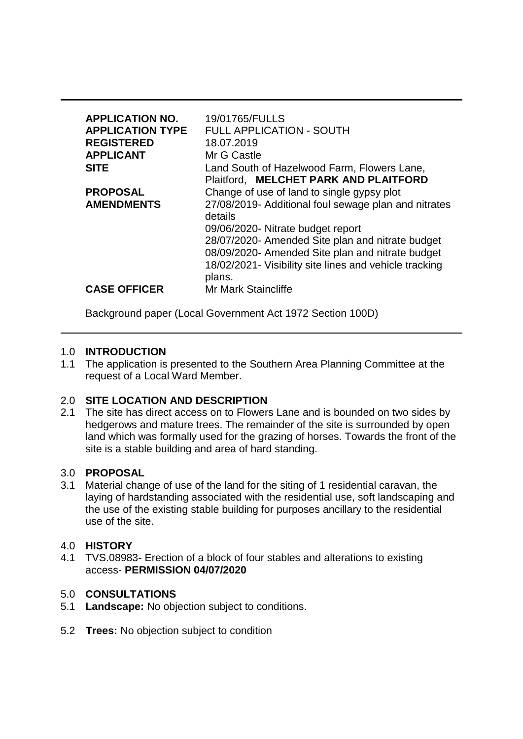| | |
|---|---|
| **APPLICATION NO.** | 19/01765/FULLS |
| **APPLICATION TYPE** | FULL APPLICATION - SOUTH |
| **REGISTERED** | 18.07.2019 |
| **APPLICANT** | Mr G Castle |
| **SITE** | Land South of Hazelwood Farm, Flowers Lane, Plaitford, **MELCHET PARK AND PLAITFORD** |
| **PROPOSAL** | Change of use of land to single gypsy plot |
| **AMENDMENTS** | 27/08/2019- Additional foul sewage plan and nitrates details<br>09/06/2020- Nitrate budget report<br>28/07/2020- Amended Site plan and nitrate budget<br>08/09/2020- Amended Site plan and nitrate budget<br>18/02/2021- Visibility site lines and vehicle tracking plans. |
| **CASE OFFICER** | Mr Mark Staincliffe |

Background paper (Local Government Act 1972 Section 100D)

## 1.0 INTRODUCTION

1.1 The application is presented to the Southern Area Planning Committee at the request of a Local Ward Member.

## 2.0 SITE LOCATION AND DESCRIPTION

2.1 The site has direct access on to Flowers Lane and is bounded on two sides by hedgerows and mature trees. The remainder of the site is surrounded by open land which was formally used for the grazing of horses. Towards the front of the site is a stable building and area of hard standing.

## 3.0 PROPOSAL

3.1 Material change of use of the land for the siting of 1 residential caravan, the laying of hardstanding associated with the residential use, soft landscaping and the use of the existing stable building for purposes ancillary to the residential use of the site.

## 4.0 HISTORY

4.1 TVS.08983- Erection of a block of four stables and alterations to existing access- **PERMISSION 04/07/2020**

## 5.0 CONSULTATIONS

5.1 **Landscape:** No objection subject to conditions.

5.2 **Trees:** No objection subject to condition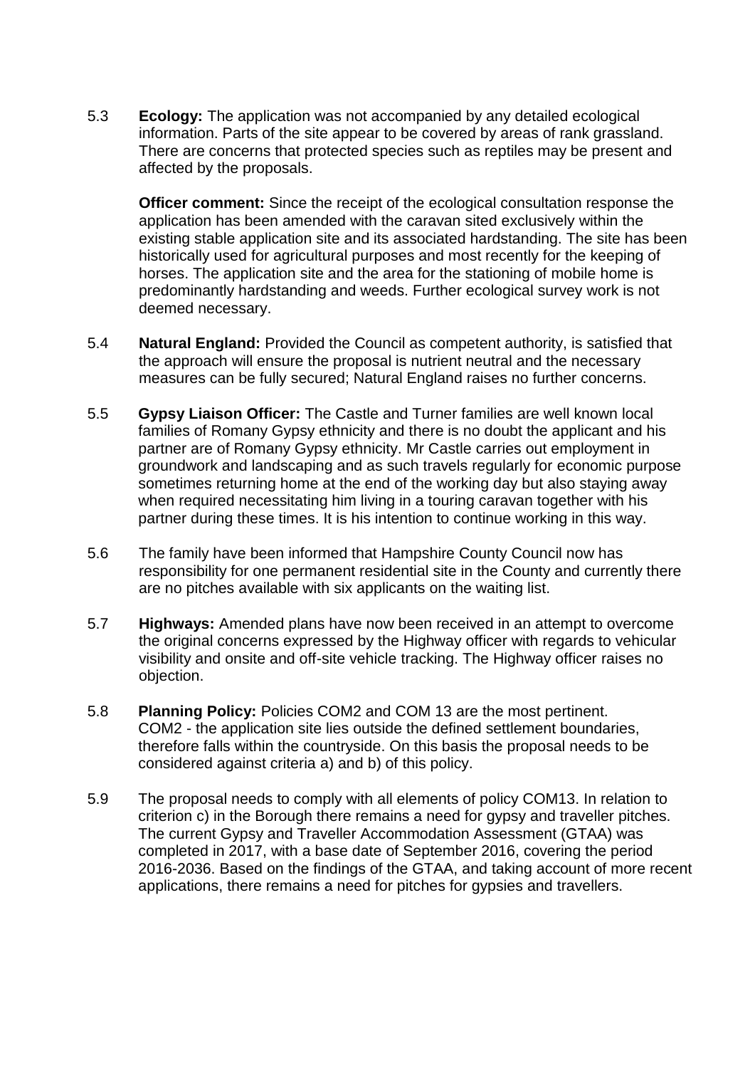5.3 **Ecology:** The application was not accompanied by any detailed ecological information. Parts of the site appear to be covered by areas of rank grassland. There are concerns that protected species such as reptiles may be present and affected by the proposals.

**Officer comment:** Since the receipt of the ecological consultation response the application has been amended with the caravan sited exclusively within the existing stable application site and its associated hardstanding. The site has been historically used for agricultural purposes and most recently for the keeping of horses. The application site and the area for the stationing of mobile home is predominantly hardstanding and weeds. Further ecological survey work is not deemed necessary.

5.4 **Natural England:** Provided the Council as competent authority, is satisfied that the approach will ensure the proposal is nutrient neutral and the necessary measures can be fully secured; Natural England raises no further concerns.

5.5 **Gypsy Liaison Officer:** The Castle and Turner families are well known local families of Romany Gypsy ethnicity and there is no doubt the applicant and his partner are of Romany Gypsy ethnicity. Mr Castle carries out employment in groundwork and landscaping and as such travels regularly for economic purpose sometimes returning home at the end of the working day but also staying away when required necessitating him living in a touring caravan together with his partner during these times. It is his intention to continue working in this way.

5.6 The family have been informed that Hampshire County Council now has responsibility for one permanent residential site in the County and currently there are no pitches available with six applicants on the waiting list.

5.7 **Highways:** Amended plans have now been received in an attempt to overcome the original concerns expressed by the Highway officer with regards to vehicular visibility and onsite and off-site vehicle tracking. The Highway officer raises no objection.

5.8 **Planning Policy:** Policies COM2 and COM 13 are the most pertinent. COM2 - the application site lies outside the defined settlement boundaries, therefore falls within the countryside. On this basis the proposal needs to be considered against criteria a) and b) of this policy.

5.9 The proposal needs to comply with all elements of policy COM13. In relation to criterion c) in the Borough there remains a need for gypsy and traveller pitches. The current Gypsy and Traveller Accommodation Assessment (GTAA) was completed in 2017, with a base date of September 2016, covering the period 2016-2036. Based on the findings of the GTAA, and taking account of more recent applications, there remains a need for pitches for gypsies and travellers.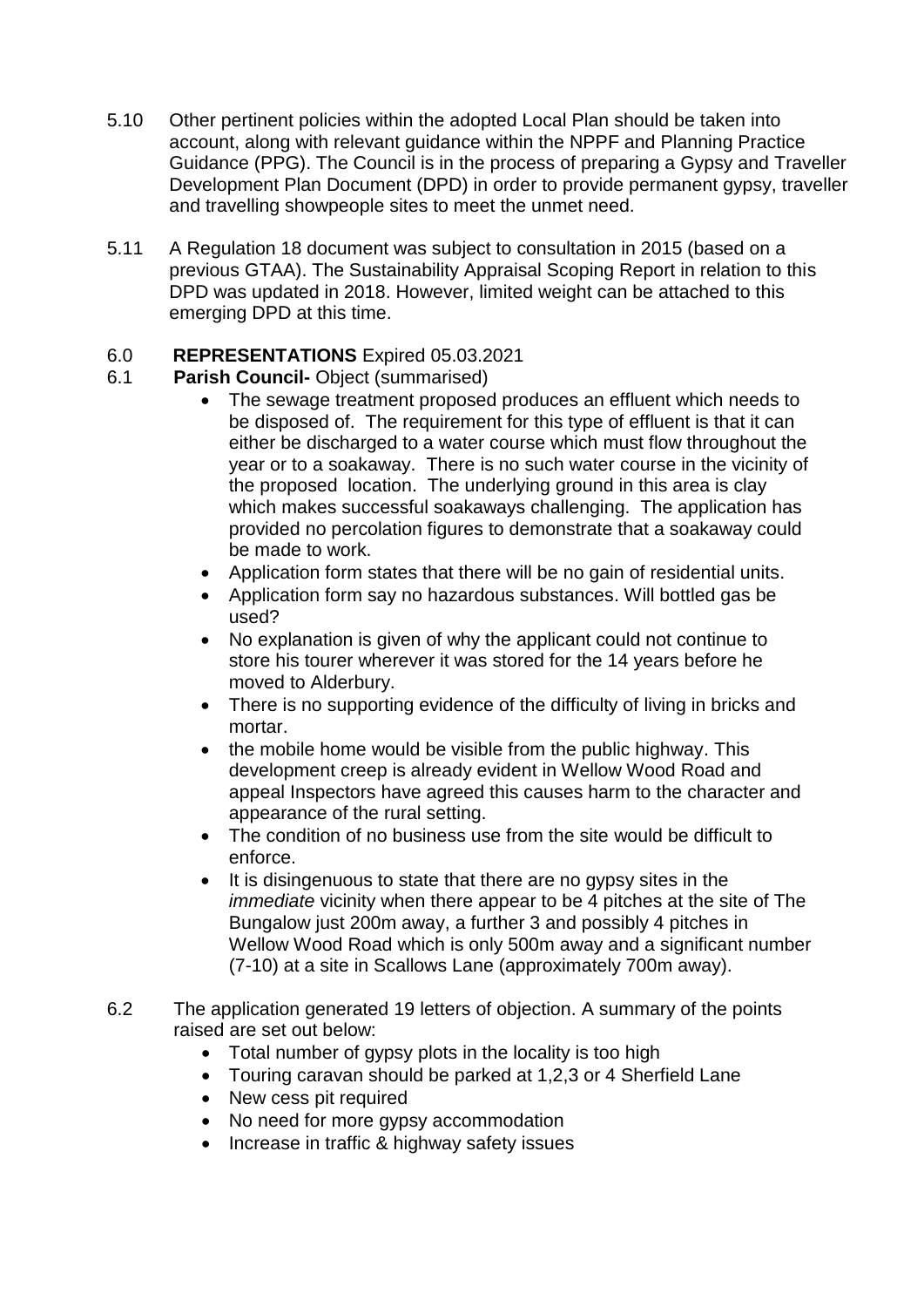5.10 Other pertinent policies within the adopted Local Plan should be taken into account, along with relevant guidance within the NPPF and Planning Practice Guidance (PPG). The Council is in the process of preparing a Gypsy and Traveller Development Plan Document (DPD) in order to provide permanent gypsy, traveller and travelling showpeople sites to meet the unmet need.

5.11 A Regulation 18 document was subject to consultation in 2015 (based on a previous GTAA). The Sustainability Appraisal Scoping Report in relation to this DPD was updated in 2018. However, limited weight can be attached to this emerging DPD at this time.

## 6.0 **REPRESENTATIONS** Expired 05.03.2021

6.1 **Parish Council-** Object (summarised)

- The sewage treatment proposed produces an effluent which needs to be disposed of. The requirement for this type of effluent is that it can either be discharged to a water course which must flow throughout the year or to a soakaway. There is no such water course in the vicinity of the proposed location. The underlying ground in this area is clay which makes successful soakaways challenging. The application has provided no percolation figures to demonstrate that a soakaway could be made to work.
- Application form states that there will be no gain of residential units.
- Application form say no hazardous substances. Will bottled gas be used?
- No explanation is given of why the applicant could not continue to store his tourer wherever it was stored for the 14 years before he moved to Alderbury.
- There is no supporting evidence of the difficulty of living in bricks and mortar.
- the mobile home would be visible from the public highway. This development creep is already evident in Wellow Wood Road and appeal Inspectors have agreed this causes harm to the character and appearance of the rural setting.
- The condition of no business use from the site would be difficult to enforce.
- It is disingenuous to state that there are no gypsy sites in the *immediate* vicinity when there appear to be 4 pitches at the site of The Bungalow just 200m away, a further 3 and possibly 4 pitches in Wellow Wood Road which is only 500m away and a significant number (7-10) at a site in Scallows Lane (approximately 700m away).

6.2 The application generated 19 letters of objection. A summary of the points raised are set out below:

- Total number of gypsy plots in the locality is too high
- Touring caravan should be parked at 1,2,3 or 4 Sherfield Lane
- New cess pit required
- No need for more gypsy accommodation
- Increase in traffic & highway safety issues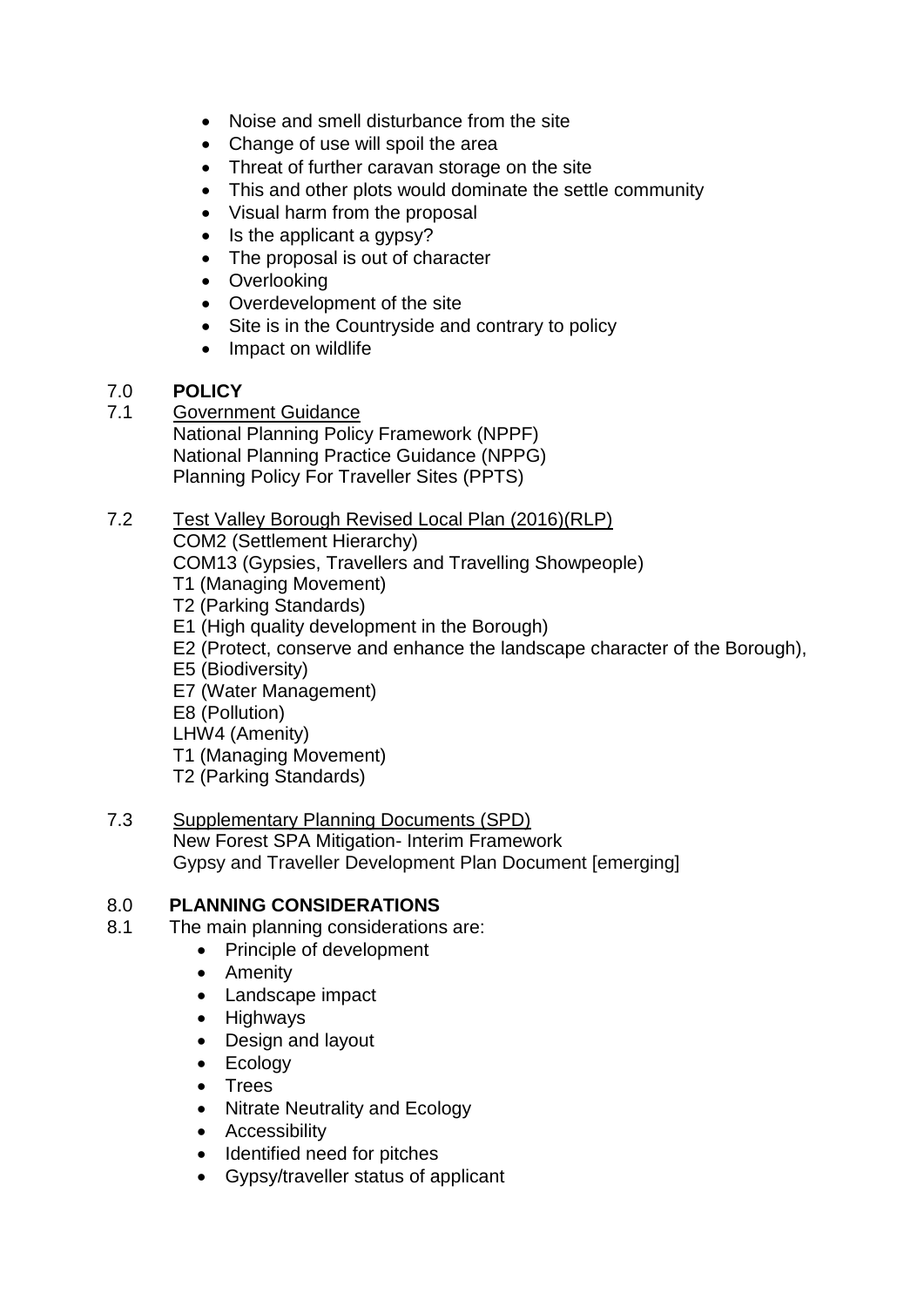- Noise and smell disturbance from the site
- Change of use will spoil the area
- Threat of further caravan storage on the site
- This and other plots would dominate the settle community
- Visual harm from the proposal
- Is the applicant a gypsy?
- The proposal is out of character
- Overlooking
- Overdevelopment of the site
- Site is in the Countryside and contrary to policy
- Impact on wildlife

## 7.0 POLICY

7.1 Government Guidance
National Planning Policy Framework (NPPF)
National Planning Practice Guidance (NPPG)
Planning Policy For Traveller Sites (PPTS)

7.2 Test Valley Borough Revised Local Plan (2016)(RLP)
COM2 (Settlement Hierarchy)
COM13 (Gypsies, Travellers and Travelling Showpeople)
T1 (Managing Movement)
T2 (Parking Standards)
E1 (High quality development in the Borough)
E2 (Protect, conserve and enhance the landscape character of the Borough),
E5 (Biodiversity)
E7 (Water Management)
E8 (Pollution)
LHW4 (Amenity)
T1 (Managing Movement)
T2 (Parking Standards)

7.3 Supplementary Planning Documents (SPD)
New Forest SPA Mitigation- Interim Framework
Gypsy and Traveller Development Plan Document [emerging]

## 8.0 PLANNING CONSIDERATIONS

8.1 The main planning considerations are:

- Principle of development
- Amenity
- Landscape impact
- Highways
- Design and layout
- Ecology
- Trees
- Nitrate Neutrality and Ecology
- Accessibility
- Identified need for pitches
- Gypsy/traveller status of applicant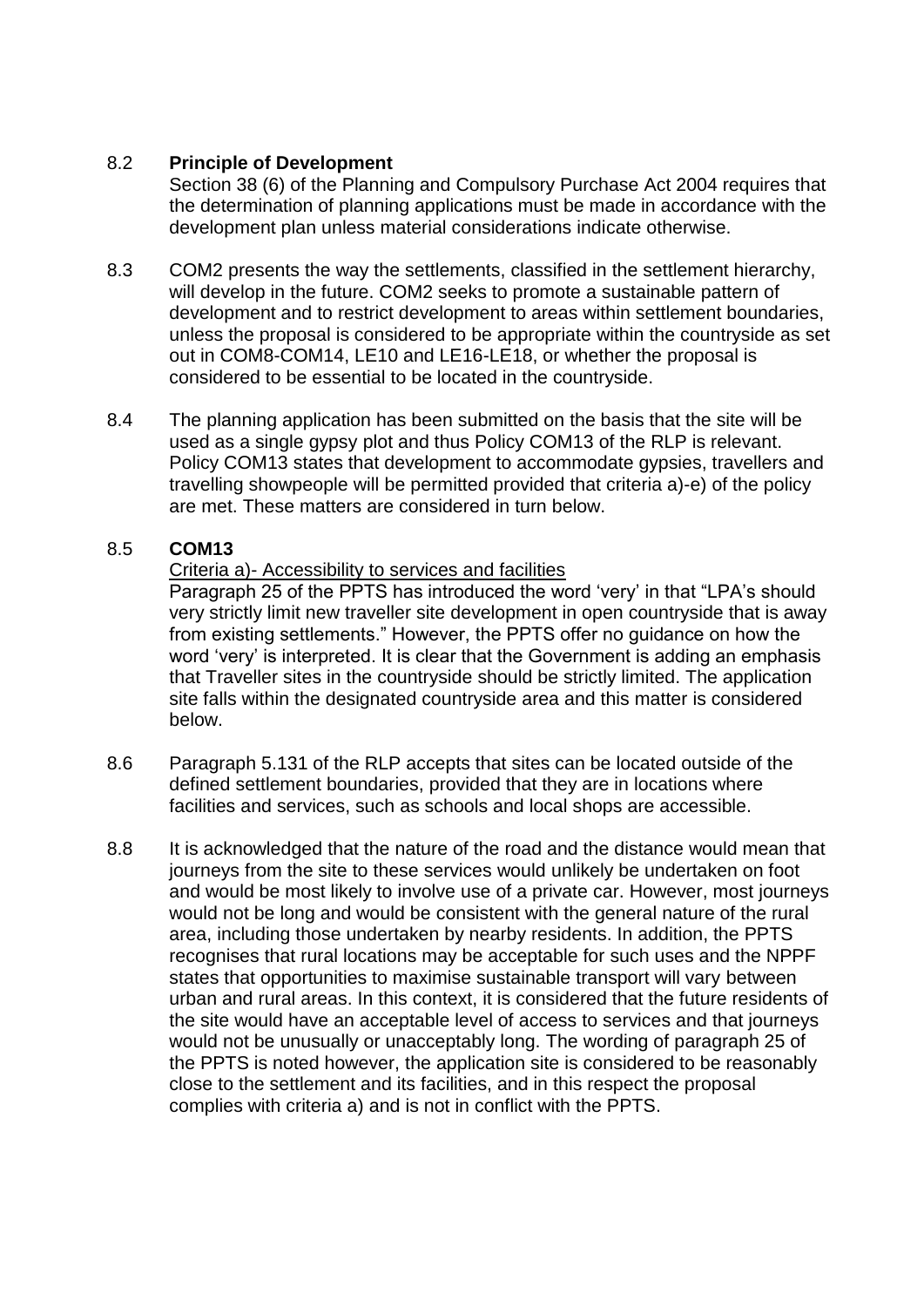8.2 **Principle of Development**

Section 38 (6) of the Planning and Compulsory Purchase Act 2004 requires that the determination of planning applications must be made in accordance with the development plan unless material considerations indicate otherwise.

8.3 COM2 presents the way the settlements, classified in the settlement hierarchy, will develop in the future. COM2 seeks to promote a sustainable pattern of development and to restrict development to areas within settlement boundaries, unless the proposal is considered to be appropriate within the countryside as set out in COM8-COM14, LE10 and LE16-LE18, or whether the proposal is considered to be essential to be located in the countryside.

8.4 The planning application has been submitted on the basis that the site will be used as a single gypsy plot and thus Policy COM13 of the RLP is relevant. Policy COM13 states that development to accommodate gypsies, travellers and travelling showpeople will be permitted provided that criteria a)-e) of the policy are met. These matters are considered in turn below.

8.5 **COM13**

Criteria a)- Accessibility to services and facilities

Paragraph 25 of the PPTS has introduced the word 'very' in that "LPA's should very strictly limit new traveller site development in open countryside that is away from existing settlements." However, the PPTS offer no guidance on how the word 'very' is interpreted. It is clear that the Government is adding an emphasis that Traveller sites in the countryside should be strictly limited. The application site falls within the designated countryside area and this matter is considered below.

8.6 Paragraph 5.131 of the RLP accepts that sites can be located outside of the defined settlement boundaries, provided that they are in locations where facilities and services, such as schools and local shops are accessible.

8.8 It is acknowledged that the nature of the road and the distance would mean that journeys from the site to these services would unlikely be undertaken on foot and would be most likely to involve use of a private car. However, most journeys would not be long and would be consistent with the general nature of the rural area, including those undertaken by nearby residents. In addition, the PPTS recognises that rural locations may be acceptable for such uses and the NPPF states that opportunities to maximise sustainable transport will vary between urban and rural areas. In this context, it is considered that the future residents of the site would have an acceptable level of access to services and that journeys would not be unusually or unacceptably long. The wording of paragraph 25 of the PPTS is noted however, the application site is considered to be reasonably close to the settlement and its facilities, and in this respect the proposal complies with criteria a) and is not in conflict with the PPTS.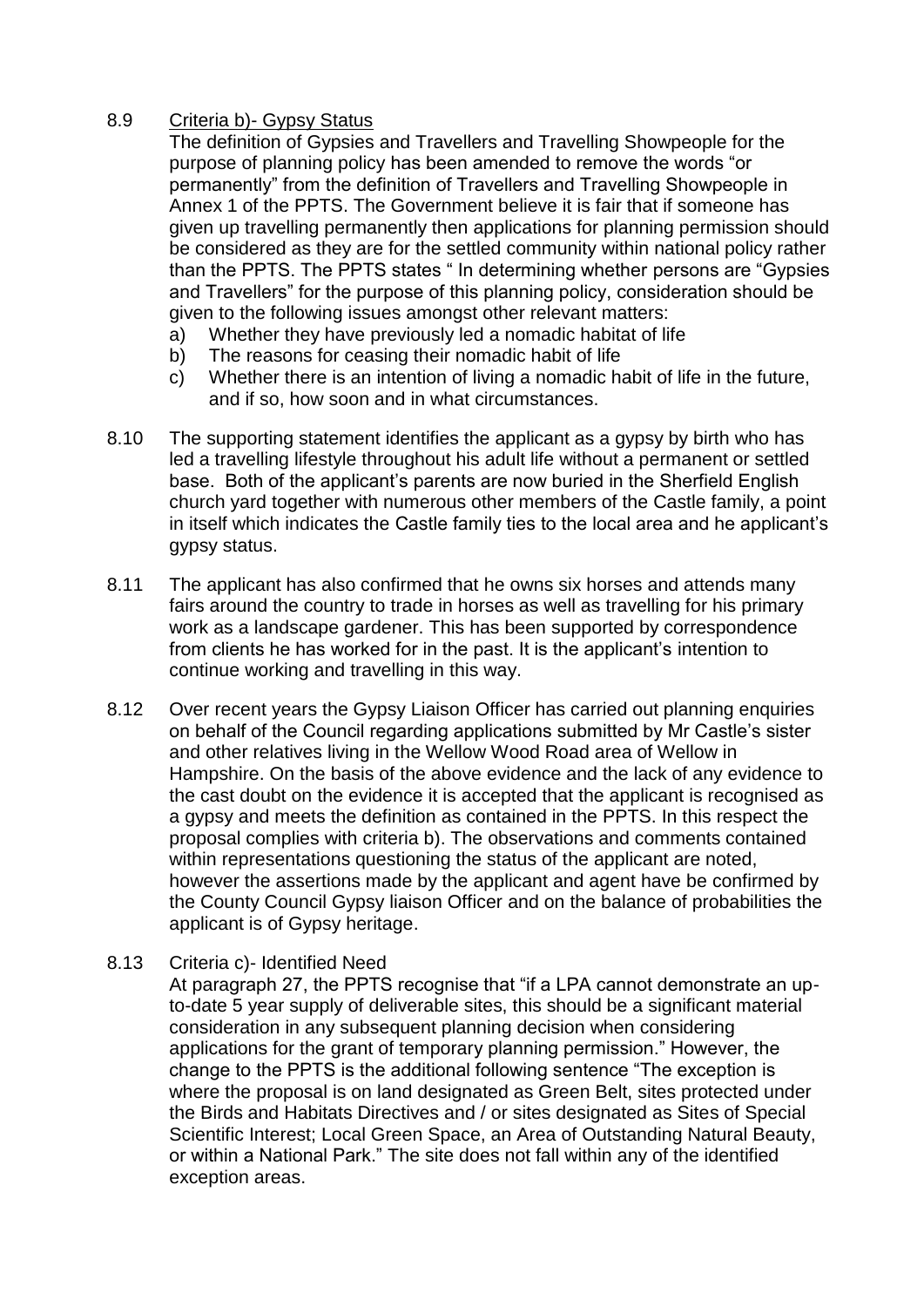8.9 <u>Criteria b)- Gypsy Status</u>

The definition of Gypsies and Travellers and Travelling Showpeople for the purpose of planning policy has been amended to remove the words "or permanently" from the definition of Travellers and Travelling Showpeople in Annex 1 of the PPTS. The Government believe it is fair that if someone has given up travelling permanently then applications for planning permission should be considered as they are for the settled community within national policy rather than the PPTS. The PPTS states " In determining whether persons are "Gypsies and Travellers" for the purpose of this planning policy, consideration should be given to the following issues amongst other relevant matters:

a) Whether they have previously led a nomadic habitat of life
b) The reasons for ceasing their nomadic habit of life
c) Whether there is an intention of living a nomadic habit of life in the future, and if so, how soon and in what circumstances.

8.10 The supporting statement identifies the applicant as a gypsy by birth who has led a travelling lifestyle throughout his adult life without a permanent or settled base. Both of the applicant's parents are now buried in the Sherfield English church yard together with numerous other members of the Castle family, a point in itself which indicates the Castle family ties to the local area and he applicant's gypsy status.

8.11 The applicant has also confirmed that he owns six horses and attends many fairs around the country to trade in horses as well as travelling for his primary work as a landscape gardener. This has been supported by correspondence from clients he has worked for in the past. It is the applicant's intention to continue working and travelling in this way.

8.12 Over recent years the Gypsy Liaison Officer has carried out planning enquiries on behalf of the Council regarding applications submitted by Mr Castle's sister and other relatives living in the Wellow Wood Road area of Wellow in Hampshire. On the basis of the above evidence and the lack of any evidence to the cast doubt on the evidence it is accepted that the applicant is recognised as a gypsy and meets the definition as contained in the PPTS. In this respect the proposal complies with criteria b). The observations and comments contained within representations questioning the status of the applicant are noted, however the assertions made by the applicant and agent have be confirmed by the County Council Gypsy liaison Officer and on the balance of probabilities the applicant is of Gypsy heritage.

8.13 <u>Criteria c)- Identified Need</u>

At paragraph 27, the PPTS recognise that "if a LPA cannot demonstrate an up-to-date 5 year supply of deliverable sites, this should be a significant material consideration in any subsequent planning decision when considering applications for the grant of temporary planning permission." However, the change to the PPTS is the additional following sentence "The exception is where the proposal is on land designated as Green Belt, sites protected under the Birds and Habitats Directives and / or sites designated as Sites of Special Scientific Interest; Local Green Space, an Area of Outstanding Natural Beauty, or within a National Park." The site does not fall within any of the identified exception areas.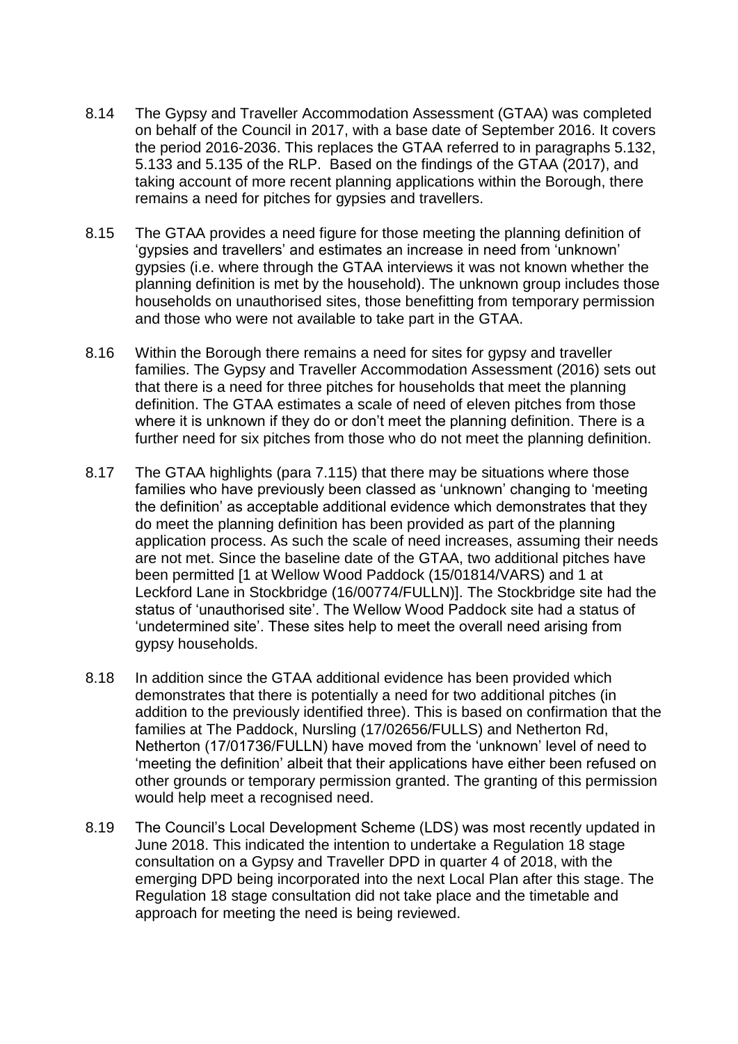8.14 The Gypsy and Traveller Accommodation Assessment (GTAA) was completed on behalf of the Council in 2017, with a base date of September 2016. It covers the period 2016-2036. This replaces the GTAA referred to in paragraphs 5.132, 5.133 and 5.135 of the RLP. Based on the findings of the GTAA (2017), and taking account of more recent planning applications within the Borough, there remains a need for pitches for gypsies and travellers.

8.15 The GTAA provides a need figure for those meeting the planning definition of 'gypsies and travellers' and estimates an increase in need from 'unknown' gypsies (i.e. where through the GTAA interviews it was not known whether the planning definition is met by the household). The unknown group includes those households on unauthorised sites, those benefitting from temporary permission and those who were not available to take part in the GTAA.

8.16 Within the Borough there remains a need for sites for gypsy and traveller families. The Gypsy and Traveller Accommodation Assessment (2016) sets out that there is a need for three pitches for households that meet the planning definition. The GTAA estimates a scale of need of eleven pitches from those where it is unknown if they do or don't meet the planning definition. There is a further need for six pitches from those who do not meet the planning definition.

8.17 The GTAA highlights (para 7.115) that there may be situations where those families who have previously been classed as 'unknown' changing to 'meeting the definition' as acceptable additional evidence which demonstrates that they do meet the planning definition has been provided as part of the planning application process. As such the scale of need increases, assuming their needs are not met. Since the baseline date of the GTAA, two additional pitches have been permitted [1 at Wellow Wood Paddock (15/01814/VARS) and 1 at Leckford Lane in Stockbridge (16/00774/FULLN)]. The Stockbridge site had the status of 'unauthorised site'. The Wellow Wood Paddock site had a status of 'undetermined site'. These sites help to meet the overall need arising from gypsy households.

8.18 In addition since the GTAA additional evidence has been provided which demonstrates that there is potentially a need for two additional pitches (in addition to the previously identified three). This is based on confirmation that the families at The Paddock, Nursling (17/02656/FULLS) and Netherton Rd, Netherton (17/01736/FULLN) have moved from the 'unknown' level of need to 'meeting the definition' albeit that their applications have either been refused on other grounds or temporary permission granted. The granting of this permission would help meet a recognised need.

8.19 The Council's Local Development Scheme (LDS) was most recently updated in June 2018. This indicated the intention to undertake a Regulation 18 stage consultation on a Gypsy and Traveller DPD in quarter 4 of 2018, with the emerging DPD being incorporated into the next Local Plan after this stage. The Regulation 18 stage consultation did not take place and the timetable and approach for meeting the need is being reviewed.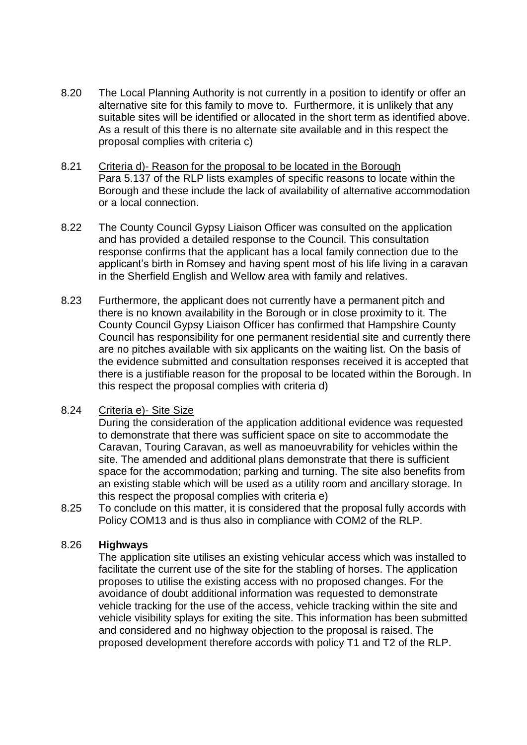8.20 The Local Planning Authority is not currently in a position to identify or offer an alternative site for this family to move to. Furthermore, it is unlikely that any suitable sites will be identified or allocated in the short term as identified above. As a result of this there is no alternate site available and in this respect the proposal complies with criteria c)

8.21 <u>Criteria d)- Reason for the proposal to be located in the Borough</u>
Para 5.137 of the RLP lists examples of specific reasons to locate within the Borough and these include the lack of availability of alternative accommodation or a local connection.

8.22 The County Council Gypsy Liaison Officer was consulted on the application and has provided a detailed response to the Council. This consultation response confirms that the applicant has a local family connection due to the applicant's birth in Romsey and having spent most of his life living in a caravan in the Sherfield English and Wellow area with family and relatives.

8.23 Furthermore, the applicant does not currently have a permanent pitch and there is no known availability in the Borough or in close proximity to it. The County Council Gypsy Liaison Officer has confirmed that Hampshire County Council has responsibility for one permanent residential site and currently there are no pitches available with six applicants on the waiting list. On the basis of the evidence submitted and consultation responses received it is accepted that there is a justifiable reason for the proposal to be located within the Borough. In this respect the proposal complies with criteria d)

8.24 <u>Criteria e)- Site Size</u>
During the consideration of the application additional evidence was requested to demonstrate that there was sufficient space on site to accommodate the Caravan, Touring Caravan, as well as manoeuvrability for vehicles within the site. The amended and additional plans demonstrate that there is sufficient space for the accommodation; parking and turning. The site also benefits from an existing stable which will be used as a utility room and ancillary storage. In this respect the proposal complies with criteria e)

8.25 To conclude on this matter, it is considered that the proposal fully accords with Policy COM13 and is thus also in compliance with COM2 of the RLP.

8.26 **Highways**
The application site utilises an existing vehicular access which was installed to facilitate the current use of the site for the stabling of horses. The application proposes to utilise the existing access with no proposed changes. For the avoidance of doubt additional information was requested to demonstrate vehicle tracking for the use of the access, vehicle tracking within the site and vehicle visibility splays for exiting the site. This information has been submitted and considered and no highway objection to the proposal is raised. The proposed development therefore accords with policy T1 and T2 of the RLP.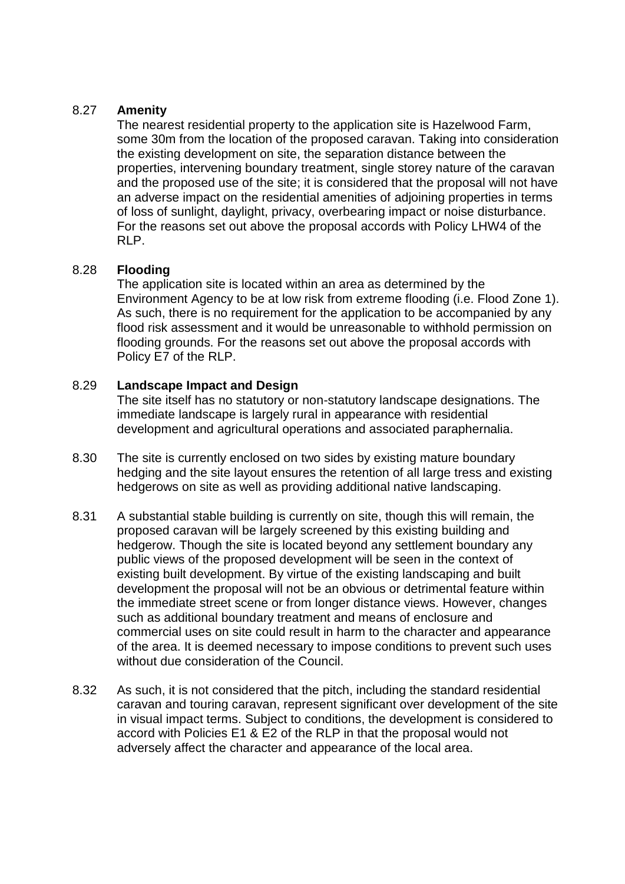8.27 **Amenity**

The nearest residential property to the application site is Hazelwood Farm, some 30m from the location of the proposed caravan. Taking into consideration the existing development on site, the separation distance between the properties, intervening boundary treatment, single storey nature of the caravan and the proposed use of the site; it is considered that the proposal will not have an adverse impact on the residential amenities of adjoining properties in terms of loss of sunlight, daylight, privacy, overbearing impact or noise disturbance. For the reasons set out above the proposal accords with Policy LHW4 of the RLP.

8.28 **Flooding**

The application site is located within an area as determined by the Environment Agency to be at low risk from extreme flooding (i.e. Flood Zone 1). As such, there is no requirement for the application to be accompanied by any flood risk assessment and it would be unreasonable to withhold permission on flooding grounds. For the reasons set out above the proposal accords with Policy E7 of the RLP.

8.29 **Landscape Impact and Design**

The site itself has no statutory or non-statutory landscape designations. The immediate landscape is largely rural in appearance with residential development and agricultural operations and associated paraphernalia.

8.30 The site is currently enclosed on two sides by existing mature boundary hedging and the site layout ensures the retention of all large tress and existing hedgerows on site as well as providing additional native landscaping.

8.31 A substantial stable building is currently on site, though this will remain, the proposed caravan will be largely screened by this existing building and hedgerow. Though the site is located beyond any settlement boundary any public views of the proposed development will be seen in the context of existing built development. By virtue of the existing landscaping and built development the proposal will not be an obvious or detrimental feature within the immediate street scene or from longer distance views. However, changes such as additional boundary treatment and means of enclosure and commercial uses on site could result in harm to the character and appearance of the area. It is deemed necessary to impose conditions to prevent such uses without due consideration of the Council.

8.32 As such, it is not considered that the pitch, including the standard residential caravan and touring caravan, represent significant over development of the site in visual impact terms. Subject to conditions, the development is considered to accord with Policies E1 & E2 of the RLP in that the proposal would not adversely affect the character and appearance of the local area.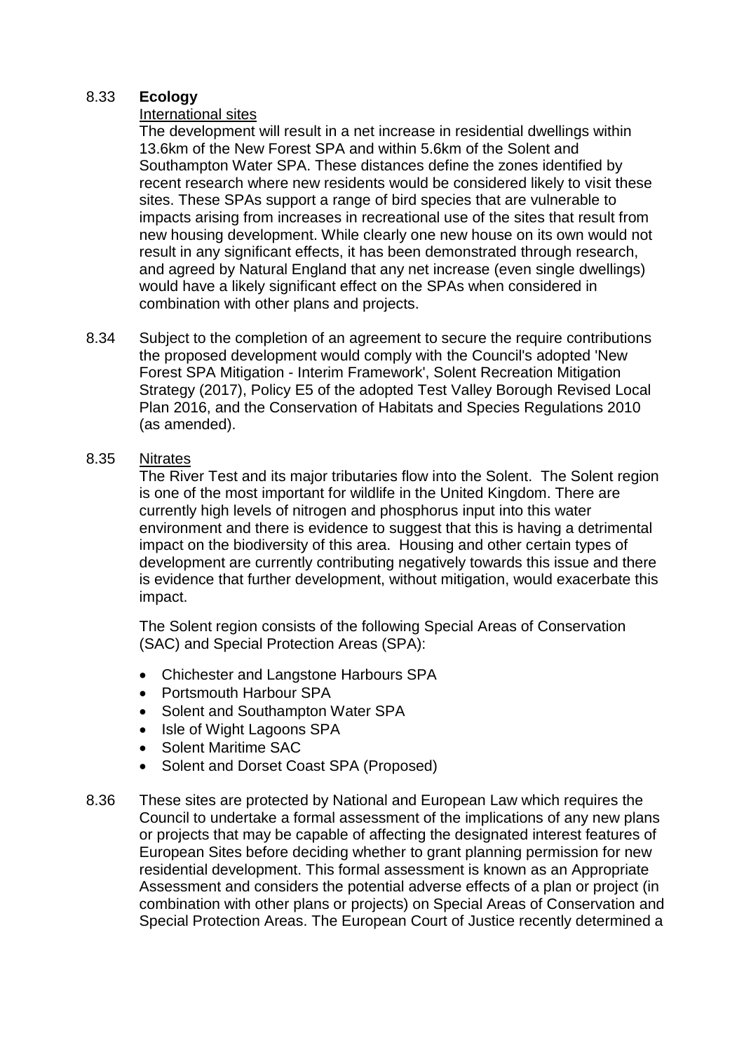8.33 **Ecology**

International sites

The development will result in a net increase in residential dwellings within 13.6km of the New Forest SPA and within 5.6km of the Solent and Southampton Water SPA. These distances define the zones identified by recent research where new residents would be considered likely to visit these sites. These SPAs support a range of bird species that are vulnerable to impacts arising from increases in recreational use of the sites that result from new housing development. While clearly one new house on its own would not result in any significant effects, it has been demonstrated through research, and agreed by Natural England that any net increase (even single dwellings) would have a likely significant effect on the SPAs when considered in combination with other plans and projects.

8.34 Subject to the completion of an agreement to secure the require contributions the proposed development would comply with the Council's adopted 'New Forest SPA Mitigation - Interim Framework', Solent Recreation Mitigation Strategy (2017), Policy E5 of the adopted Test Valley Borough Revised Local Plan 2016, and the Conservation of Habitats and Species Regulations 2010 (as amended).

8.35 Nitrates

The River Test and its major tributaries flow into the Solent. The Solent region is one of the most important for wildlife in the United Kingdom. There are currently high levels of nitrogen and phosphorus input into this water environment and there is evidence to suggest that this is having a detrimental impact on the biodiversity of this area. Housing and other certain types of development are currently contributing negatively towards this issue and there is evidence that further development, without mitigation, would exacerbate this impact.

The Solent region consists of the following Special Areas of Conservation (SAC) and Special Protection Areas (SPA):

- Chichester and Langstone Harbours SPA
- Portsmouth Harbour SPA
- Solent and Southampton Water SPA
- Isle of Wight Lagoons SPA
- Solent Maritime SAC
- Solent and Dorset Coast SPA (Proposed)

8.36 These sites are protected by National and European Law which requires the Council to undertake a formal assessment of the implications of any new plans or projects that may be capable of affecting the designated interest features of European Sites before deciding whether to grant planning permission for new residential development. This formal assessment is known as an Appropriate Assessment and considers the potential adverse effects of a plan or project (in combination with other plans or projects) on Special Areas of Conservation and Special Protection Areas. The European Court of Justice recently determined a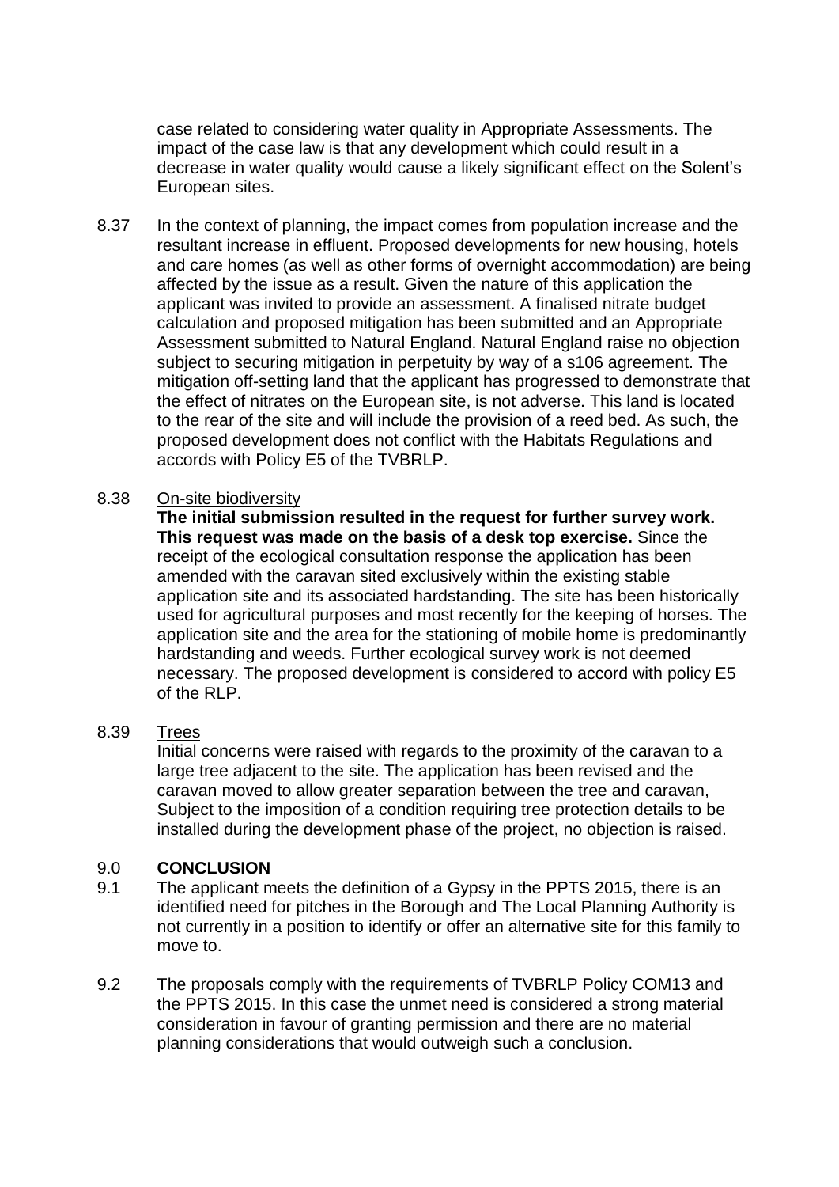case related to considering water quality in Appropriate Assessments. The impact of the case law is that any development which could result in a decrease in water quality would cause a likely significant effect on the Solent's European sites.

8.37 In the context of planning, the impact comes from population increase and the resultant increase in effluent. Proposed developments for new housing, hotels and care homes (as well as other forms of overnight accommodation) are being affected by the issue as a result. Given the nature of this application the applicant was invited to provide an assessment. A finalised nitrate budget calculation and proposed mitigation has been submitted and an Appropriate Assessment submitted to Natural England. Natural England raise no objection subject to securing mitigation in perpetuity by way of a s106 agreement. The mitigation off-setting land that the applicant has progressed to demonstrate that the effect of nitrates on the European site, is not adverse. This land is located to the rear of the site and will include the provision of a reed bed. As such, the proposed development does not conflict with the Habitats Regulations and accords with Policy E5 of the TVBRLP.

8.38 On-site biodiversity

**The initial submission resulted in the request for further survey work. This request was made on the basis of a desk top exercise.** Since the receipt of the ecological consultation response the application has been amended with the caravan sited exclusively within the existing stable application site and its associated hardstanding. The site has been historically used for agricultural purposes and most recently for the keeping of horses. The application site and the area for the stationing of mobile home is predominantly hardstanding and weeds. Further ecological survey work is not deemed necessary. The proposed development is considered to accord with policy E5 of the RLP.

8.39 Trees

Initial concerns were raised with regards to the proximity of the caravan to a large tree adjacent to the site. The application has been revised and the caravan moved to allow greater separation between the tree and caravan, Subject to the imposition of a condition requiring tree protection details to be installed during the development phase of the project, no objection is raised.

## 9.0 CONCLUSION

9.1 The applicant meets the definition of a Gypsy in the PPTS 2015, there is an identified need for pitches in the Borough and The Local Planning Authority is not currently in a position to identify or offer an alternative site for this family to move to.

9.2 The proposals comply with the requirements of TVBRLP Policy COM13 and the PPTS 2015. In this case the unmet need is considered a strong material consideration in favour of granting permission and there are no material planning considerations that would outweigh such a conclusion.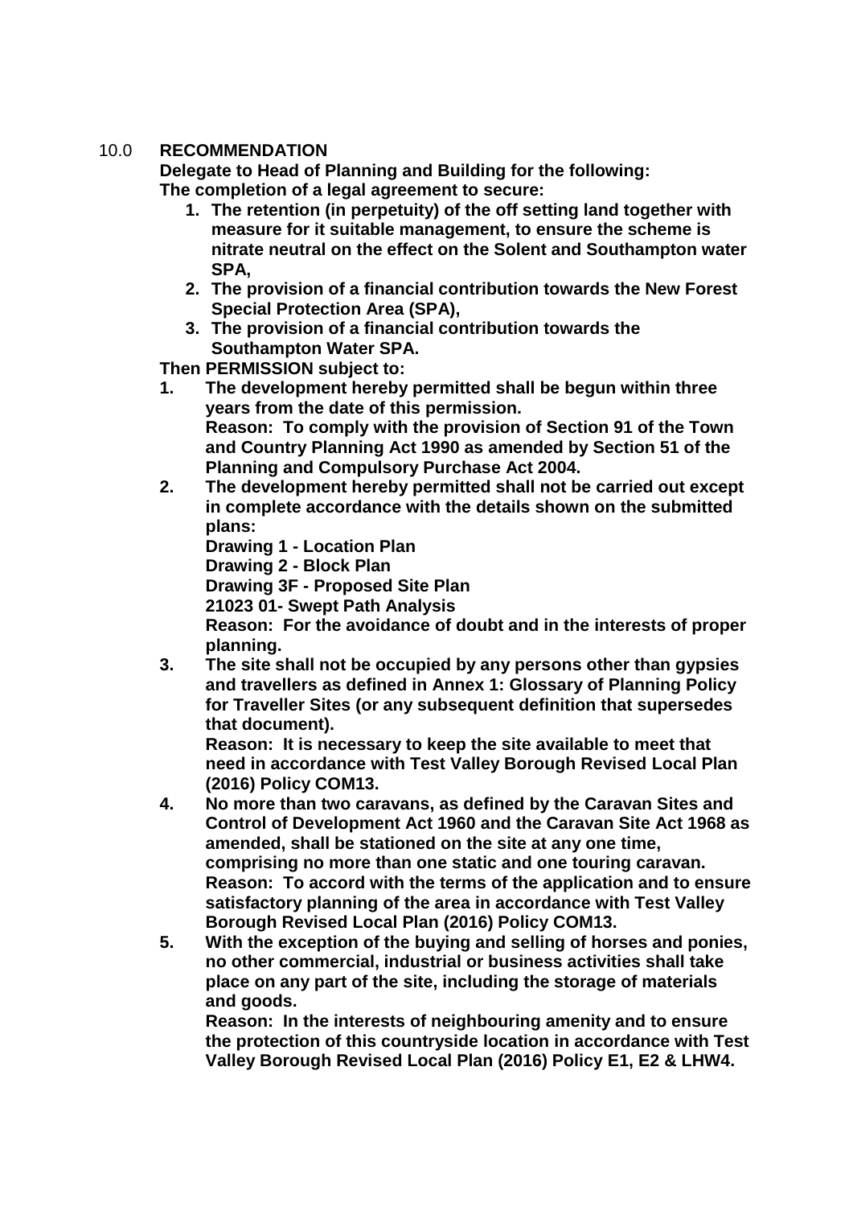## 10.0 RECOMMENDATION

**Delegate to Head of Planning and Building for the following:**
**The completion of a legal agreement to secure:**

1. **The retention (in perpetuity) of the off setting land together with measure for it suitable management, to ensure the scheme is nitrate neutral on the effect on the Solent and Southampton water SPA,**
2. **The provision of a financial contribution towards the New Forest Special Protection Area (SPA),**
3. **The provision of a financial contribution towards the Southampton Water SPA.**

**Then PERMISSION subject to:**

1. **The development hereby permitted shall be begun within three years from the date of this permission.**
   **Reason: To comply with the provision of Section 91 of the Town and Country Planning Act 1990 as amended by Section 51 of the Planning and Compulsory Purchase Act 2004.**
2. **The development hereby permitted shall not be carried out except in complete accordance with the details shown on the submitted plans:**
   **Drawing 1 - Location Plan**
   **Drawing 2 - Block Plan**
   **Drawing 3F - Proposed Site Plan**
   **21023 01- Swept Path Analysis**
   **Reason: For the avoidance of doubt and in the interests of proper planning.**
3. **The site shall not be occupied by any persons other than gypsies and travellers as defined in Annex 1: Glossary of Planning Policy for Traveller Sites (or any subsequent definition that supersedes that document).**
   **Reason: It is necessary to keep the site available to meet that need in accordance with Test Valley Borough Revised Local Plan (2016) Policy COM13.**
4. **No more than two caravans, as defined by the Caravan Sites and Control of Development Act 1960 and the Caravan Site Act 1968 as amended, shall be stationed on the site at any one time, comprising no more than one static and one touring caravan.**
   **Reason: To accord with the terms of the application and to ensure satisfactory planning of the area in accordance with Test Valley Borough Revised Local Plan (2016) Policy COM13.**
5. **With the exception of the buying and selling of horses and ponies, no other commercial, industrial or business activities shall take place on any part of the site, including the storage of materials and goods.**
   **Reason: In the interests of neighbouring amenity and to ensure the protection of this countryside location in accordance with Test Valley Borough Revised Local Plan (2016) Policy E1, E2 & LHW4.**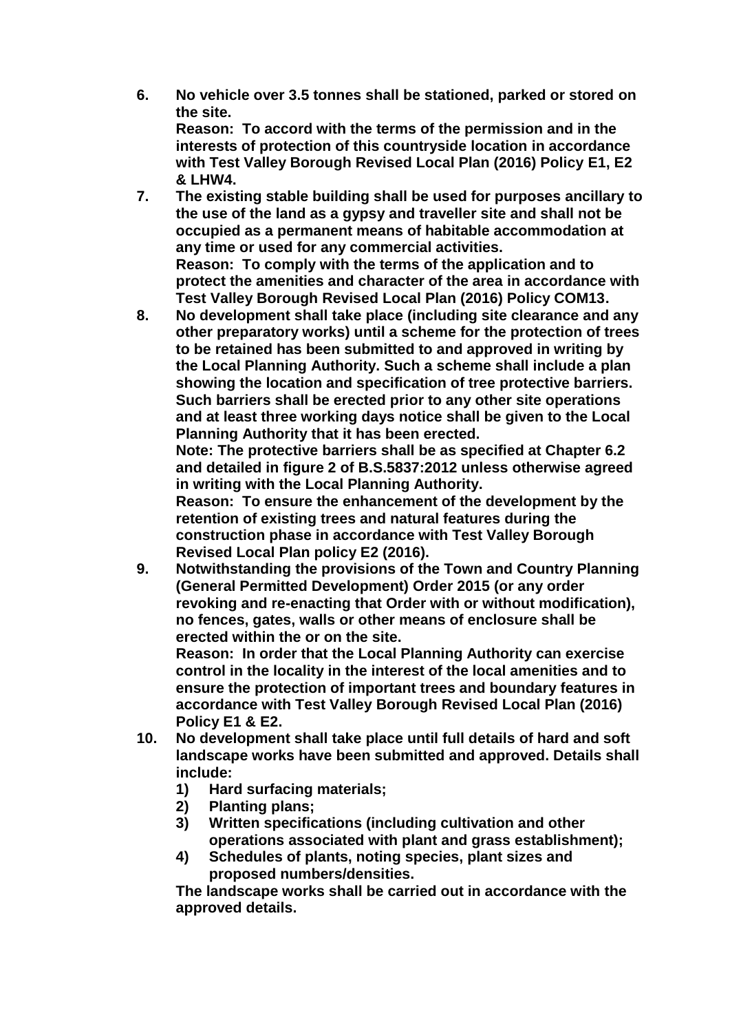6. **No vehicle over 3.5 tonnes shall be stationed, parked or stored on the site.**
   **Reason: To accord with the terms of the permission and in the interests of protection of this countryside location in accordance with Test Valley Borough Revised Local Plan (2016) Policy E1, E2 & LHW4.**
7. **The existing stable building shall be used for purposes ancillary to the use of the land as a gypsy and traveller site and shall not be occupied as a permanent means of habitable accommodation at any time or used for any commercial activities.**
   **Reason: To comply with the terms of the application and to protect the amenities and character of the area in accordance with Test Valley Borough Revised Local Plan (2016) Policy COM13.**
8. **No development shall take place (including site clearance and any other preparatory works) until a scheme for the protection of trees to be retained has been submitted to and approved in writing by the Local Planning Authority. Such a scheme shall include a plan showing the location and specification of tree protective barriers. Such barriers shall be erected prior to any other site operations and at least three working days notice shall be given to the Local Planning Authority that it has been erected.**
   **Note: The protective barriers shall be as specified at Chapter 6.2 and detailed in figure 2 of B.S.5837:2012 unless otherwise agreed in writing with the Local Planning Authority.**
   **Reason: To ensure the enhancement of the development by the retention of existing trees and natural features during the construction phase in accordance with Test Valley Borough Revised Local Plan policy E2 (2016).**
9. **Notwithstanding the provisions of the Town and Country Planning (General Permitted Development) Order 2015 (or any order revoking and re-enacting that Order with or without modification), no fences, gates, walls or other means of enclosure shall be erected within the or on the site.**
   **Reason: In order that the Local Planning Authority can exercise control in the locality in the interest of the local amenities and to ensure the protection of important trees and boundary features in accordance with Test Valley Borough Revised Local Plan (2016) Policy E1 & E2.**
10. **No development shall take place until full details of hard and soft landscape works have been submitted and approved. Details shall include:**
    1) **Hard surfacing materials;**
    2) **Planting plans;**
    3) **Written specifications (including cultivation and other operations associated with plant and grass establishment);**
    4) **Schedules of plants, noting species, plant sizes and proposed numbers/densities.**

    **The landscape works shall be carried out in accordance with the approved details.**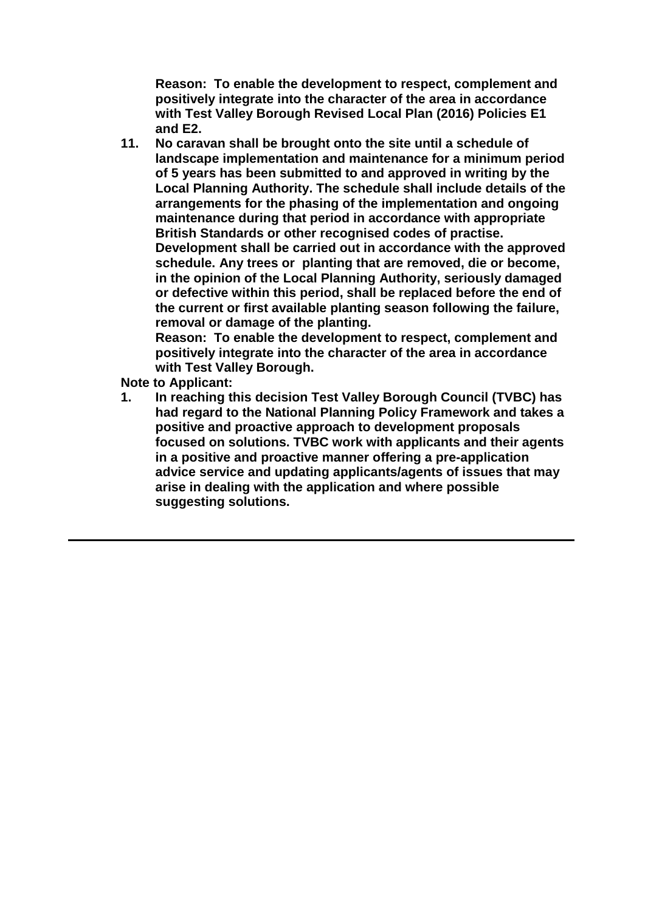**Reason: To enable the development to respect, complement and positively integrate into the character of the area in accordance with Test Valley Borough Revised Local Plan (2016) Policies E1 and E2.**

11. **No caravan shall be brought onto the site until a schedule of landscape implementation and maintenance for a minimum period of 5 years has been submitted to and approved in writing by the Local Planning Authority. The schedule shall include details of the arrangements for the phasing of the implementation and ongoing maintenance during that period in accordance with appropriate British Standards or other recognised codes of practise. Development shall be carried out in accordance with the approved schedule. Any trees or planting that are removed, die or become, in the opinion of the Local Planning Authority, seriously damaged or defective within this period, shall be replaced before the end of the current or first available planting season following the failure, removal or damage of the planting.**
    **Reason: To enable the development to respect, complement and positively integrate into the character of the area in accordance with Test Valley Borough.**

**Note to Applicant:**

1. **In reaching this decision Test Valley Borough Council (TVBC) has had regard to the National Planning Policy Framework and takes a positive and proactive approach to development proposals focused on solutions. TVBC work with applicants and their agents in a positive and proactive manner offering a pre-application advice service and updating applicants/agents of issues that may arise in dealing with the application and where possible suggesting solutions.**

---